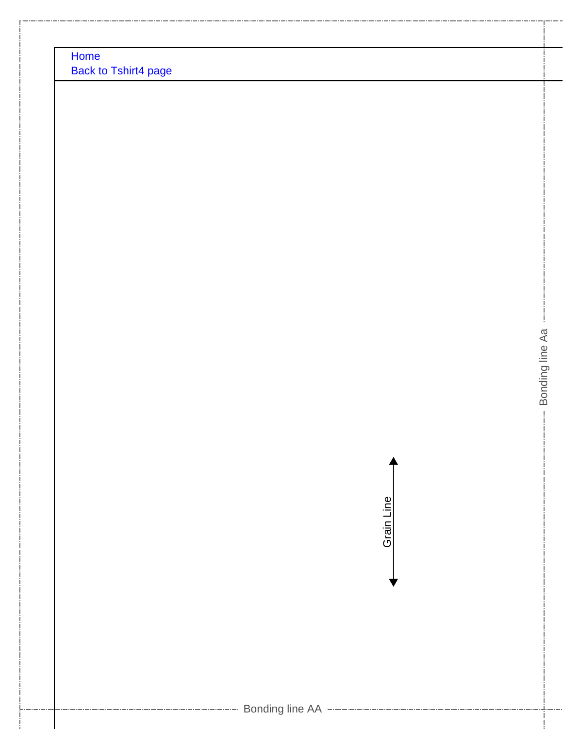Home
Back to Tshirt4 page

Bonding line Aa

Grain Line

Bonding line AA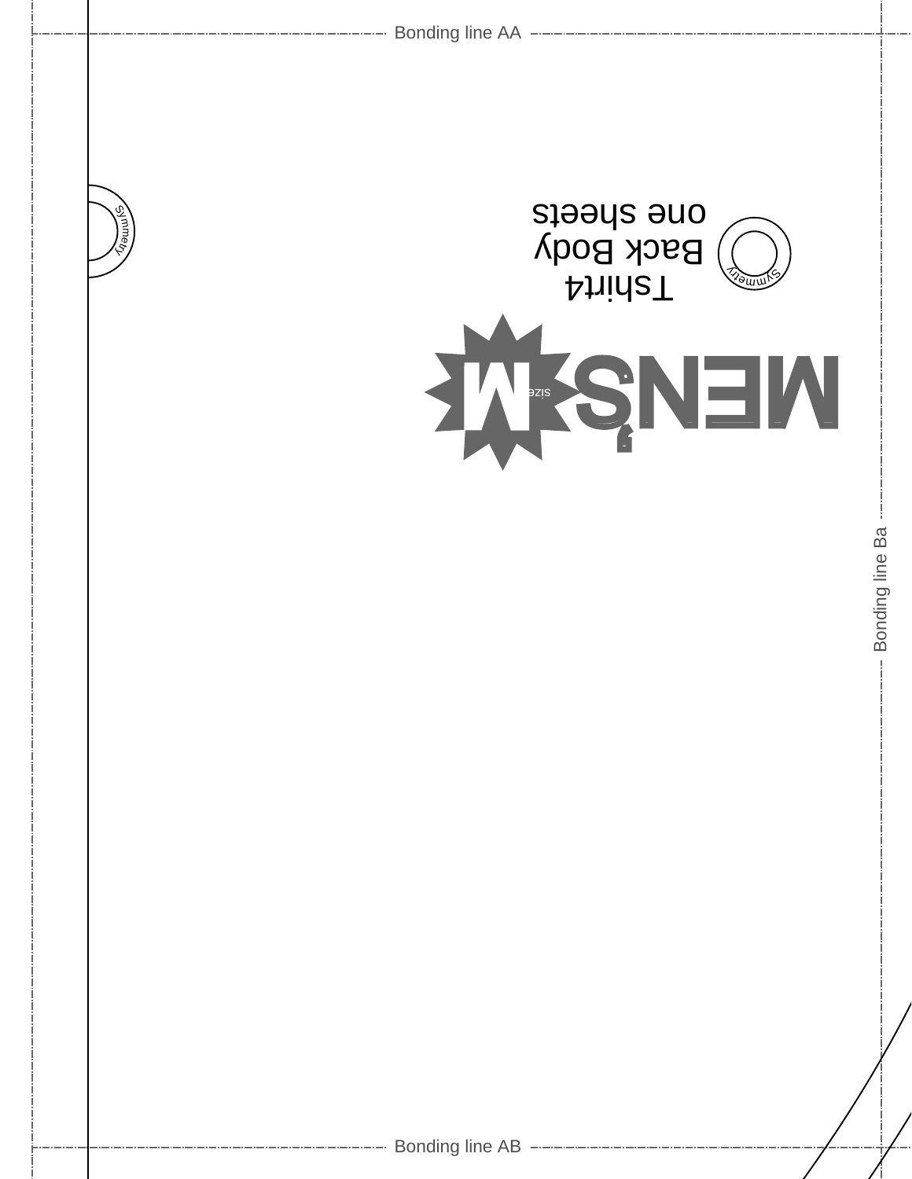Bonding line AA

Symmetry

Tshirt4
Back Body
one sheets

Symmetry

MEN'S M size

Bonding line Ba

Bonding line AB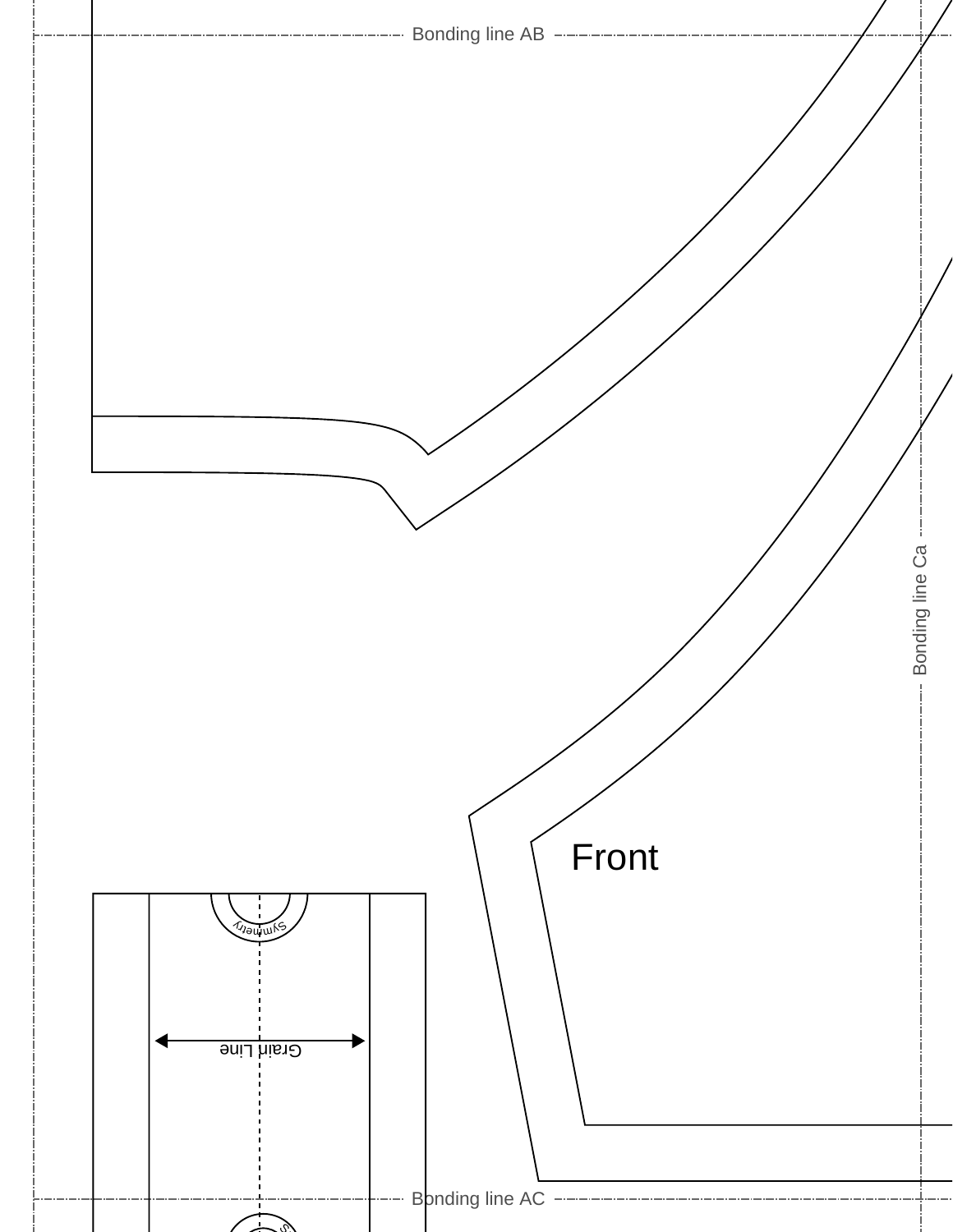Bonding line AB

Bonding line Ca

Front

Symmetry

Grain Line

Bonding line AC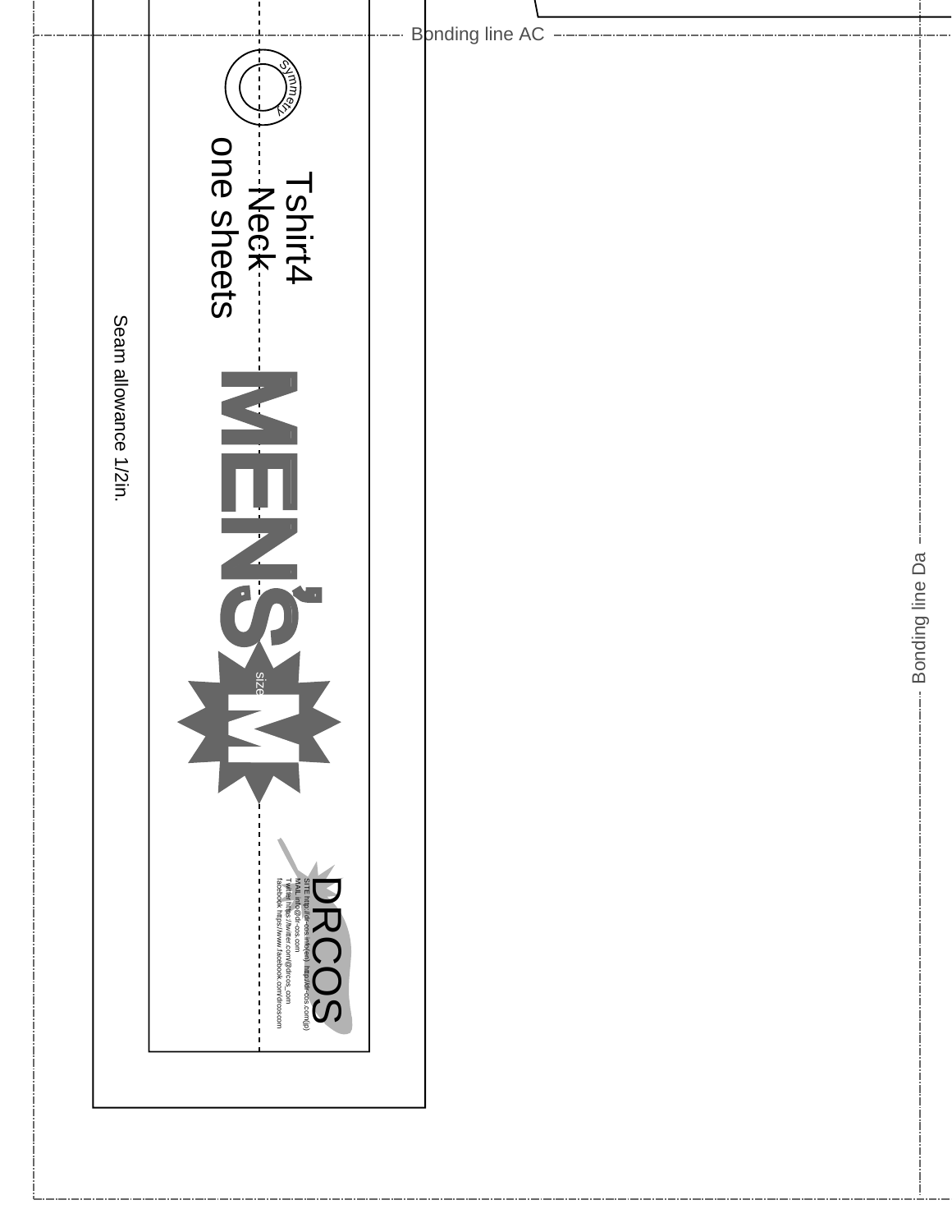Bonding line AC

symmetry

Tshirt4
Neck
one sheets

Seam allowance 1/2in.

MEN'S

size M

DRCOS

SITE http://dr-cos.info(en) http://dr-cos.com(jp)
MAIL info@dr-cos.com
Twitter https://twitter.com/@drcos_com
facebook https://www.facebook.com/drcoscom

Bonding line Da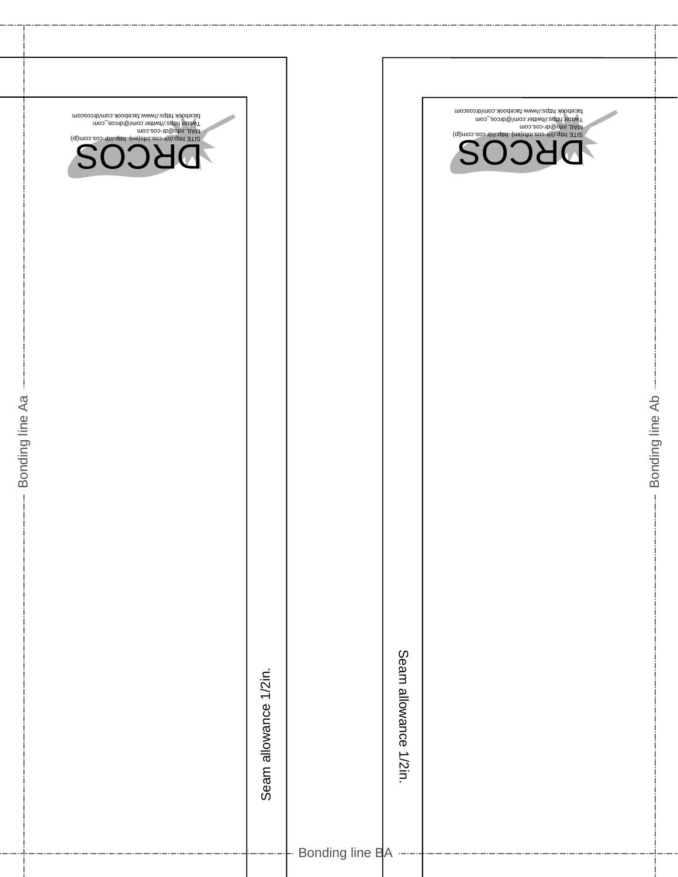DRCOS

SITE http://dr-cos.info(en) http://dr-cos.com(jp)
MAIL info@dr-cos.com
Twitter https://twitter.com/@drcos_com
facebook https://www.facebook.com/drcoscom

DRCOS

SITE http://dr-cos.info(en) http://dr-cos.com(jp)
MAIL info@dr-cos.com
Twitter https://twitter.com/@drcos_com
facebook https://www.facebook.com/drcoscom

Bonding line Aa

Bonding line Ab

Seam allowance 1/2in.

Seam allowance 1/2in.

Bonding line BA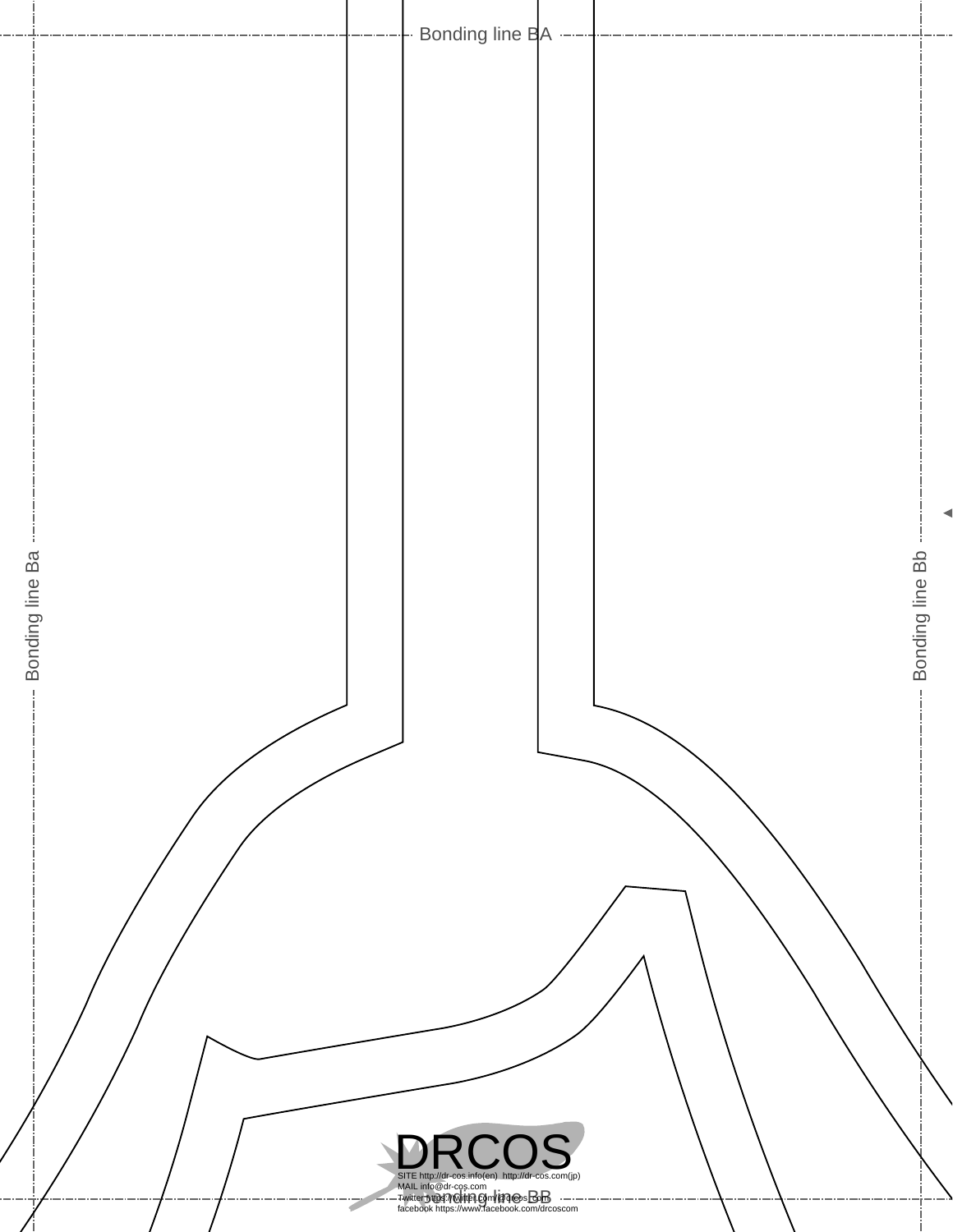Bonding line BA

Bonding line Ba

Bonding line Bb

Bonding line BB

DRCOS

SITE http://dr-cos.info(en) http://dr-cos.com(jp)
MAIL info@dr-cos.com
Twitter https://twitter.com/drcos_com
facebook https://www.facebook.com/drcoscom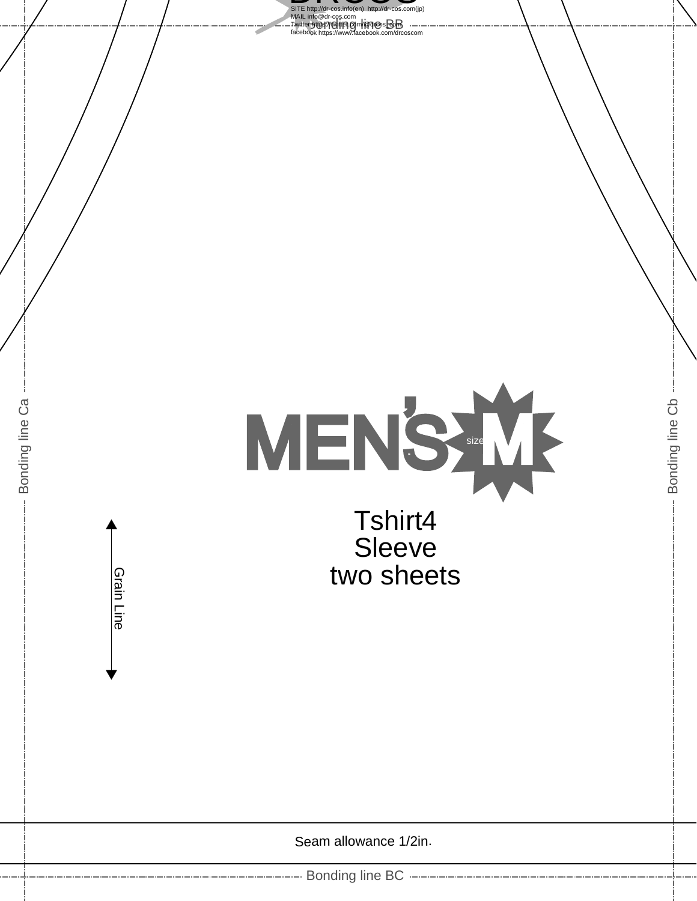SITE http://dr-cos.info(en) http://dr-cos.com(jp)
MAIL info@dr-cos.com
Twitter https://twitter.com/drcos_com
facebook https://www.facebook.com/drcoscom

Bonding line BB

Bonding line Ca

Bonding line Cb

MEN'S size M

Tshirt4
Sleeve
two sheets

Grain Line

Seam allowance 1/2in.

Bonding line BC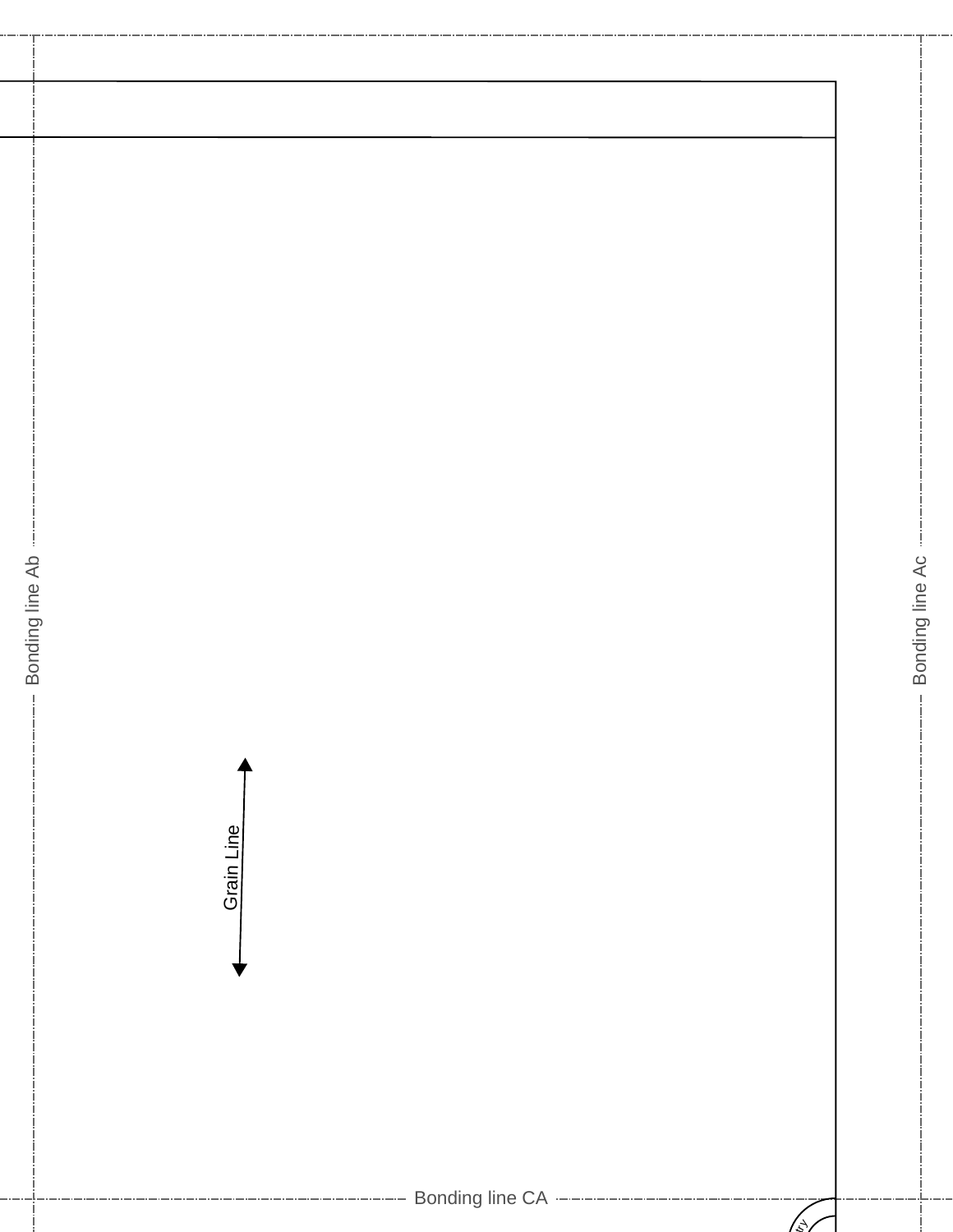Bonding line Ab

Bonding line Ac

Grain Line

Bonding line CA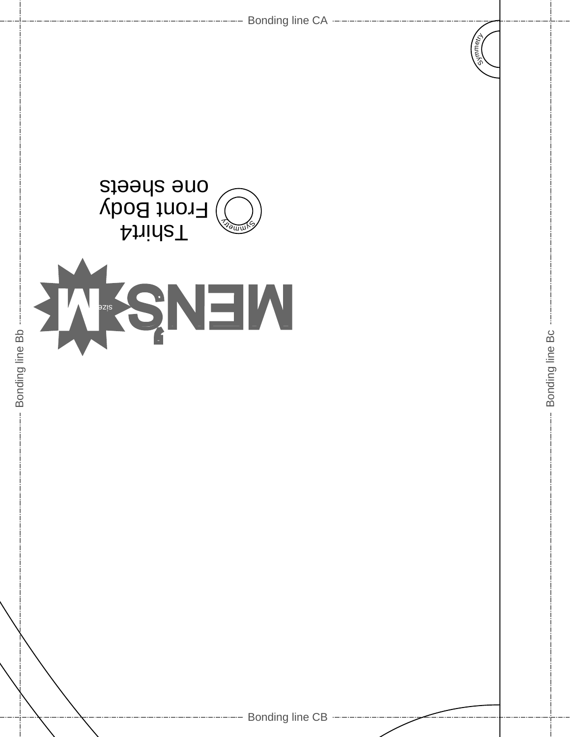Bonding line CA

Symmetry

Tshirt4
Front Body
one sheets

Symmetry

MEN'S M
size

Bonding line Bb

Bonding line Bc

Bonding line CB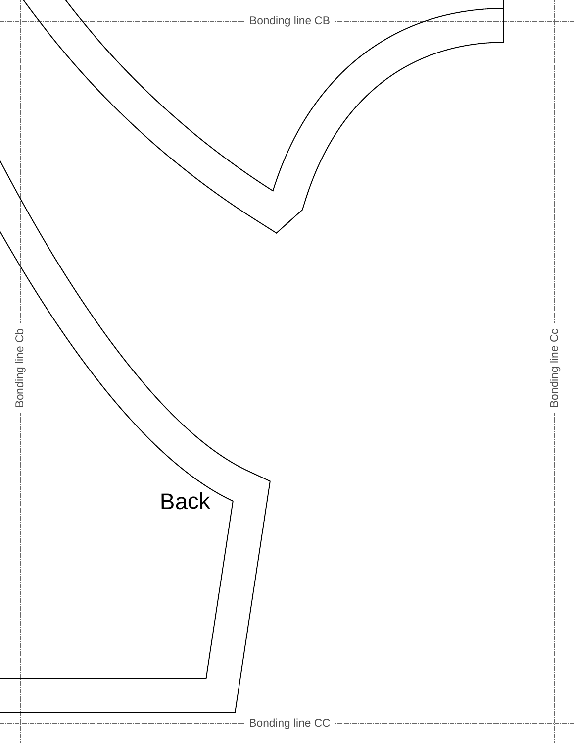Bonding line CB

Bonding line Cb

Bonding line Cc

Back

Bonding line CC